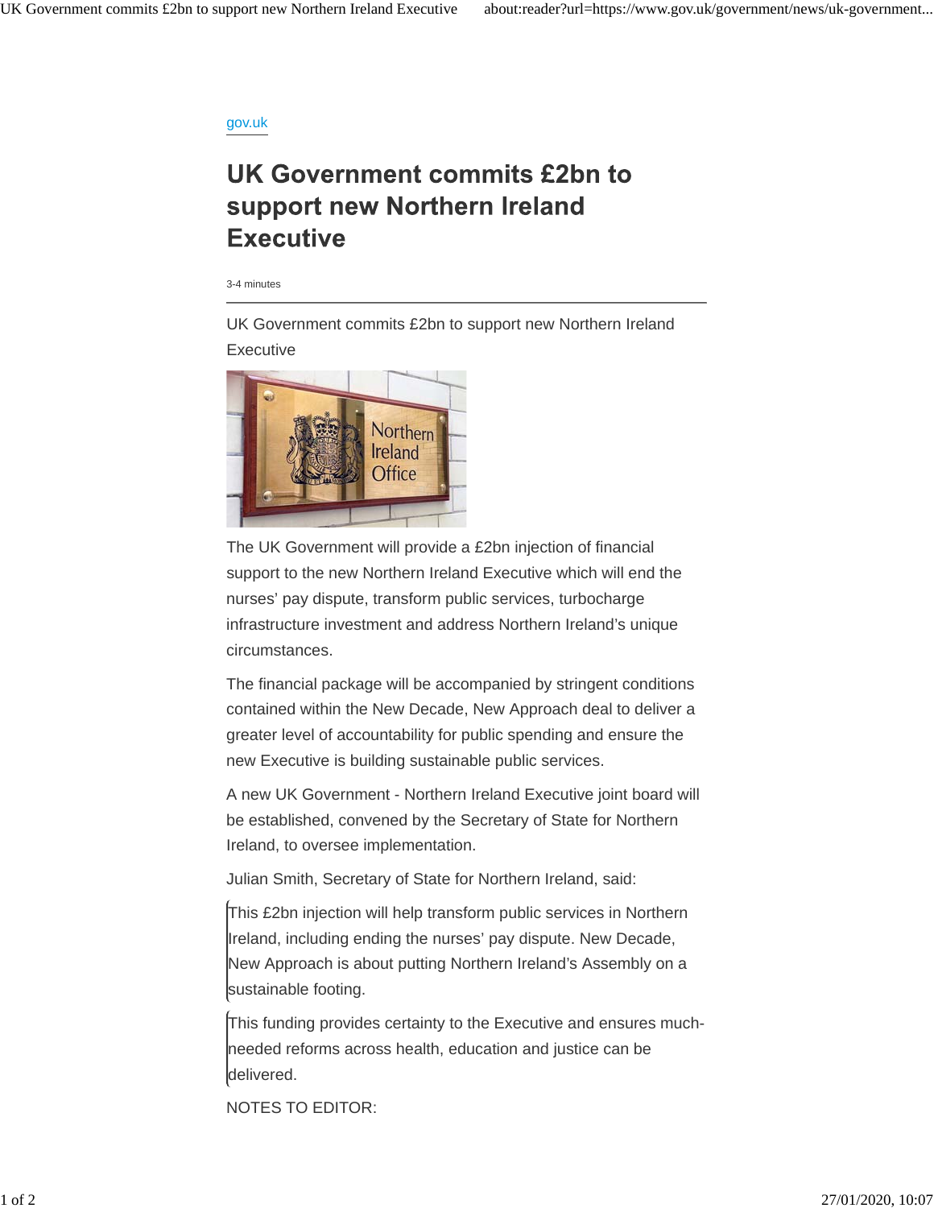gov.uk

# UK Government commits £2bn to support new Northern Ireland Executive

3-4 minutes

UK Government commits £2bn to support new Northern Ireland Executive

The UK Government will provide a £2bn injection of financial support to the new Northern Ireland Executive which will end the nurses' pay dispute, transform public services, turbocharge infrastructure investment and address Northern Ireland's unique circumstances.

The financial package will be accompanied by stringent conditions contained within the New Decade, New Approach deal to deliver a greater level of accountability for public spending and ensure the new Executive is building sustainable public services.

A new UK Government - Northern Ireland Executive joint board will be established, convened by the Secretary of State for Northern Ireland, to oversee implementation.

Julian Smith, Secretary of State for Northern Ireland, said:

> This £2bn injection will help transform public services in Northern Ireland, including ending the nurses' pay dispute. New Decade, New Approach is about putting Northern Ireland's Assembly on a sustainable footing.
>
> This funding provides certainty to the Executive and ensures much-needed reforms across health, education and justice can be delivered.

NOTES TO EDITOR: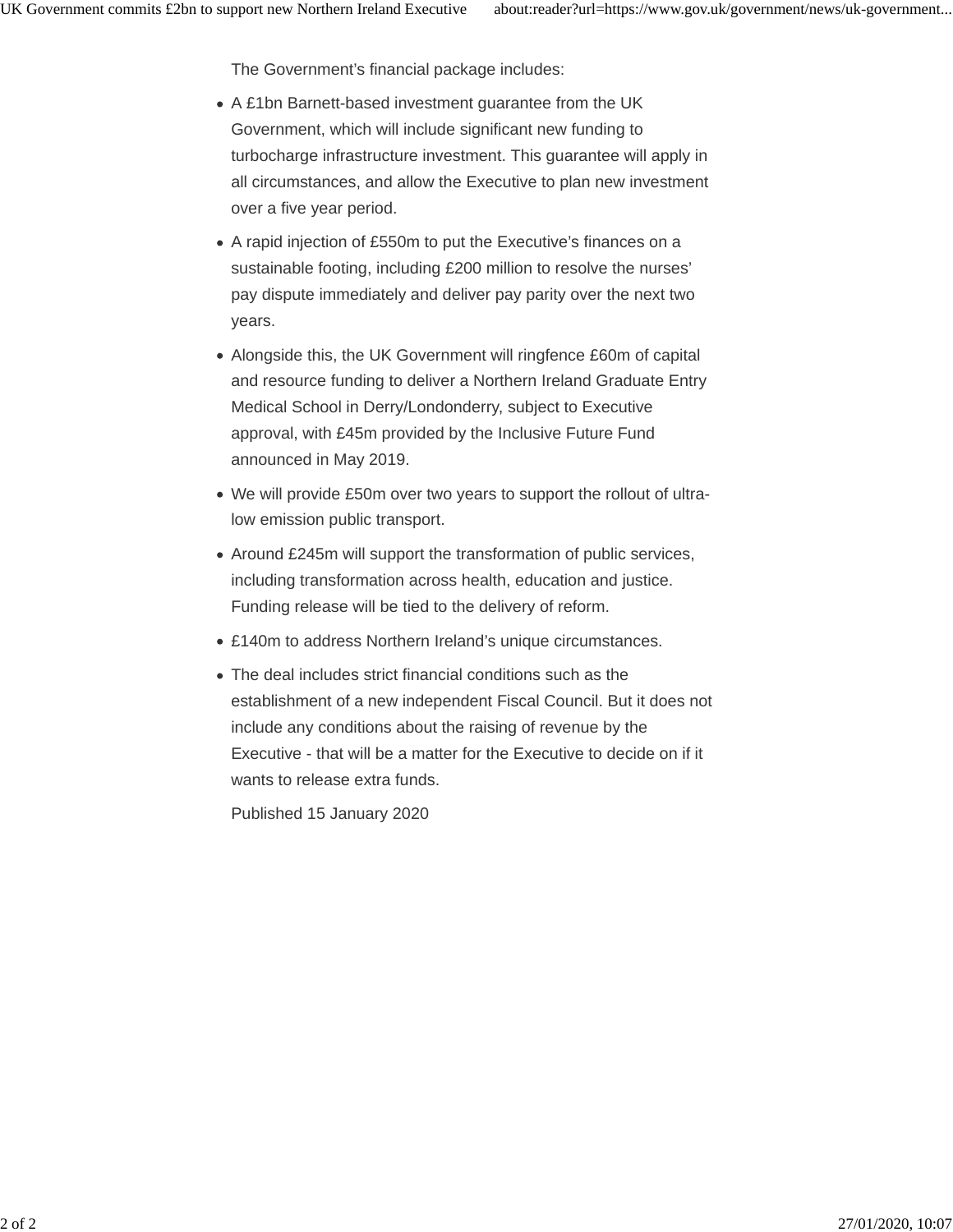The Government's financial package includes:

- A £1bn Barnett-based investment guarantee from the UK Government, which will include significant new funding to turbocharge infrastructure investment. This guarantee will apply in all circumstances, and allow the Executive to plan new investment over a five year period.
- A rapid injection of £550m to put the Executive's finances on a sustainable footing, including £200 million to resolve the nurses' pay dispute immediately and deliver pay parity over the next two years.
- Alongside this, the UK Government will ringfence £60m of capital and resource funding to deliver a Northern Ireland Graduate Entry Medical School in Derry/Londonderry, subject to Executive approval, with £45m provided by the Inclusive Future Fund announced in May 2019.
- We will provide £50m over two years to support the rollout of ultra-low emission public transport.
- Around £245m will support the transformation of public services, including transformation across health, education and justice. Funding release will be tied to the delivery of reform.
- £140m to address Northern Ireland's unique circumstances.
- The deal includes strict financial conditions such as the establishment of a new independent Fiscal Council. But it does not include any conditions about the raising of revenue by the Executive - that will be a matter for the Executive to decide on if it wants to release extra funds.

Published 15 January 2020